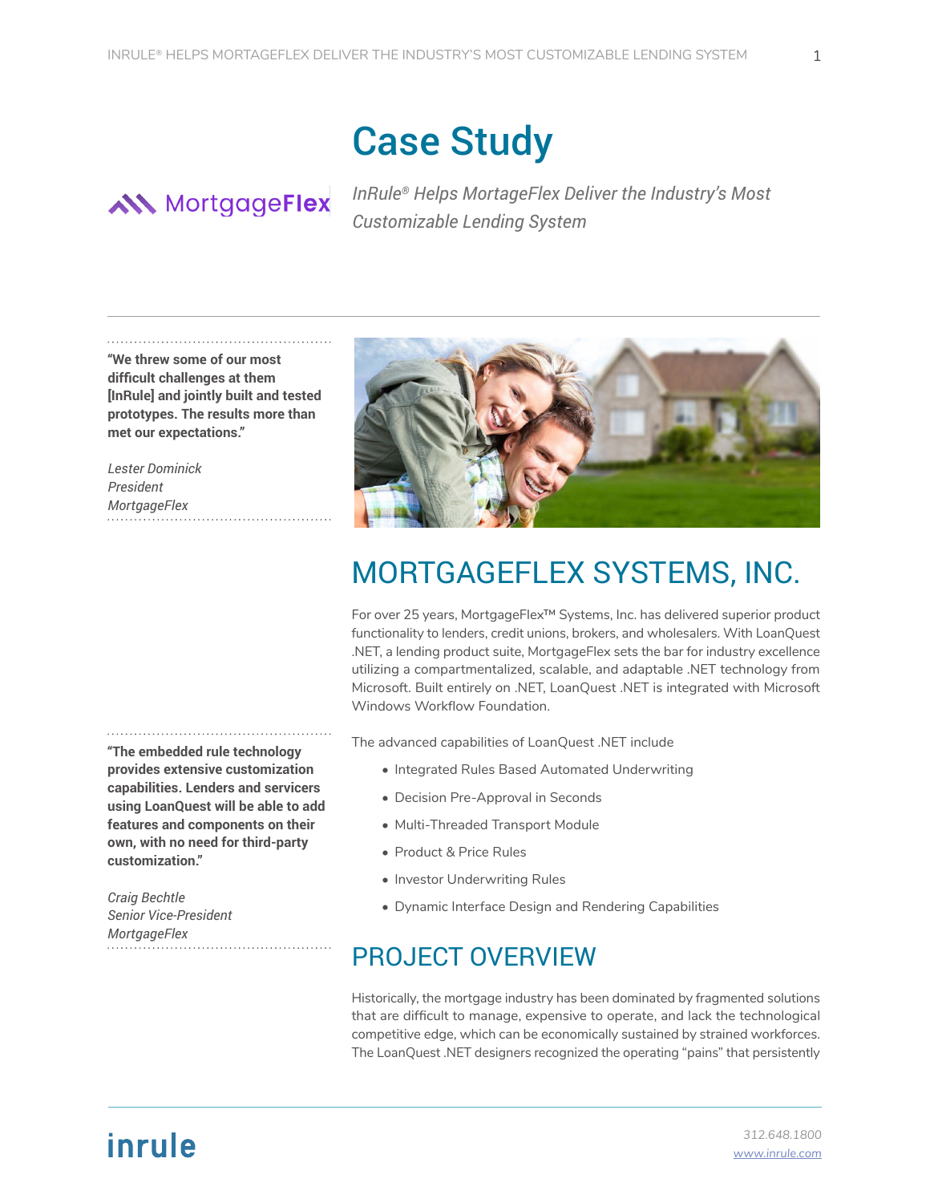# Case Study

MortgageFlex

*InRule® Helps MortgageFlex Deliver the Industry's Most Customizable Lending System*

**"We threw some of our most difficult challenges at them [InRule] and jointly built and tested prototypes. The results more than met our expectations."**

*Lester Dominick*
*President*
*MortgageFlex*

## MORTGAGEFLEX SYSTEMS, INC.

For over 25 years, MortgageFlex™ Systems, Inc. has delivered superior product functionality to lenders, credit unions, brokers, and wholesalers. With LoanQuest .NET, a lending product suite, MortgageFlex sets the bar for industry excellence utilizing a compartmentalized, scalable, and adaptable .NET technology from Microsoft. Built entirely on .NET, LoanQuest .NET is integrated with Microsoft Windows Workflow Foundation.

The advanced capabilities of LoanQuest .NET include

- Integrated Rules Based Automated Underwriting
- Decision Pre-Approval in Seconds
- Multi-Threaded Transport Module
- Product & Price Rules
- Investor Underwriting Rules
- Dynamic Interface Design and Rendering Capabilities

**"The embedded rule technology provides extensive customization capabilities. Lenders and servicers using LoanQuest will be able to add features and components on their own, with no need for third-party customization."**

*Craig Bechtle*
*Senior Vice-President*
*MortgageFlex*

## PROJECT OVERVIEW

Historically, the mortgage industry has been dominated by fragmented solutions that are difficult to manage, expensive to operate, and lack the technological competitive edge, which can be economically sustained by strained workforces. The LoanQuest .NET designers recognized the operating "pains" that persistently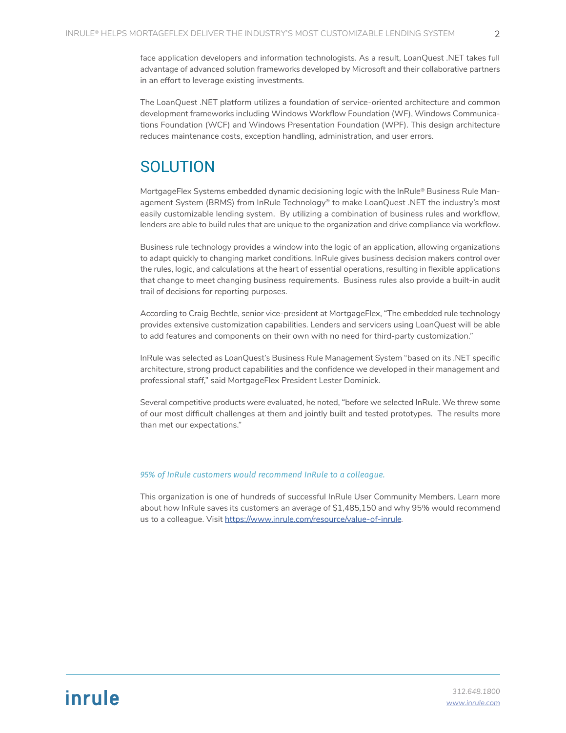face application developers and information technologists. As a result, LoanQuest .NET takes full advantage of advanced solution frameworks developed by Microsoft and their collaborative partners in an effort to leverage existing investments.

The LoanQuest .NET platform utilizes a foundation of service-oriented architecture and common development frameworks including Windows Workflow Foundation (WF), Windows Communications Foundation (WCF) and Windows Presentation Foundation (WPF). This design architecture reduces maintenance costs, exception handling, administration, and user errors.

## SOLUTION

MortgageFlex Systems embedded dynamic decisioning logic with the InRule® Business Rule Management System (BRMS) from InRule Technology® to make LoanQuest .NET the industry's most easily customizable lending system. By utilizing a combination of business rules and workflow, lenders are able to build rules that are unique to the organization and drive compliance via workflow.

Business rule technology provides a window into the logic of an application, allowing organizations to adapt quickly to changing market conditions. InRule gives business decision makers control over the rules, logic, and calculations at the heart of essential operations, resulting in flexible applications that change to meet changing business requirements. Business rules also provide a built-in audit trail of decisions for reporting purposes.

According to Craig Bechtle, senior vice-president at MortgageFlex, "The embedded rule technology provides extensive customization capabilities. Lenders and servicers using LoanQuest will be able to add features and components on their own with no need for third-party customization."

InRule was selected as LoanQuest's Business Rule Management System "based on its .NET specific architecture, strong product capabilities and the confidence we developed in their management and professional staff," said MortgageFlex President Lester Dominick.

Several competitive products were evaluated, he noted, "before we selected InRule. We threw some of our most difficult challenges at them and jointly built and tested prototypes. The results more than met our expectations."

*95% of InRule customers would recommend InRule to a colleague.*

This organization is one of hundreds of successful InRule User Community Members. Learn more about how InRule saves its customers an average of $1,485,150 and why 95% would recommend us to a colleague. Visit [https://www.inrule.com/resource/value-of-inrule](https://www.inrule.com/resource/value-of-inrule).